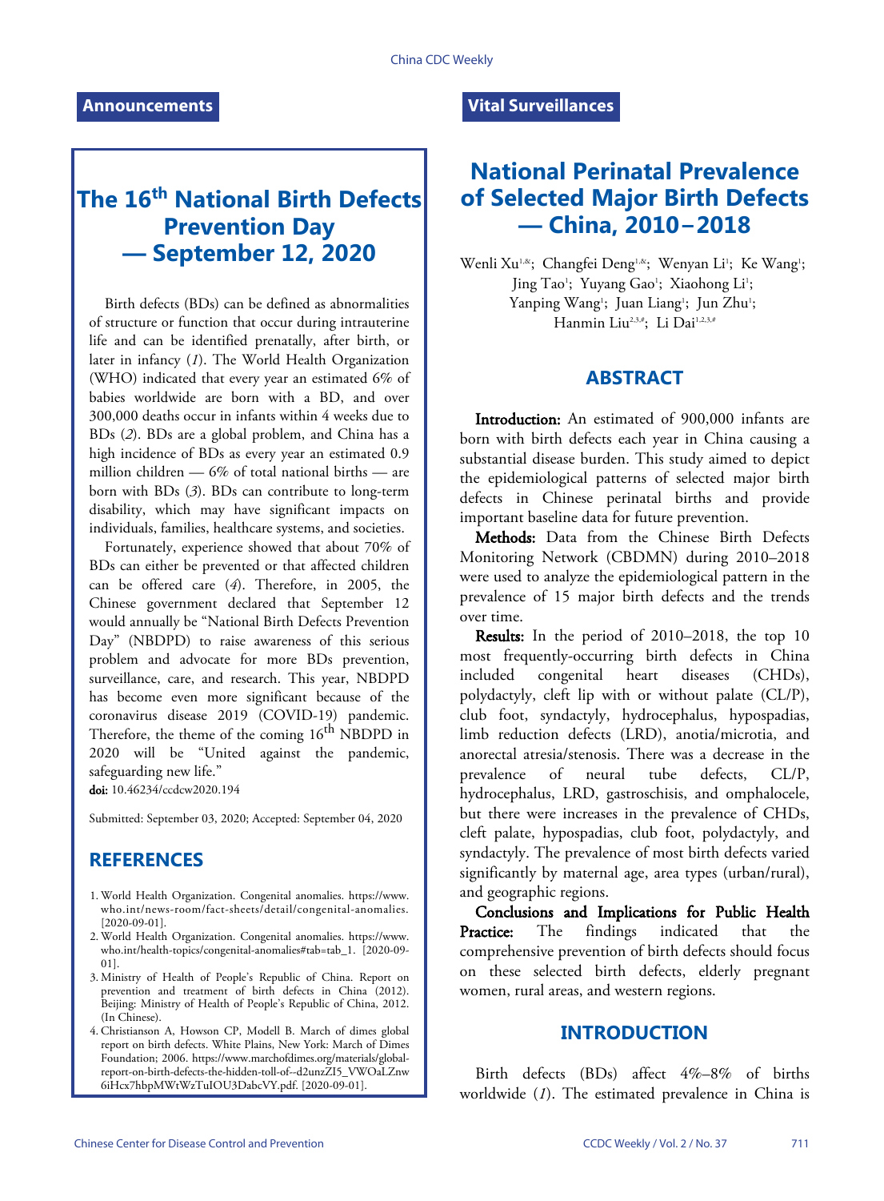## Announcements

# The 16th National Birth Defects Prevention Day — September 12, 2020

Birth defects (BDs) can be defined as abnormalities of structure or function that occur during intrauterine life and can be identified prenatally, after birth, or later in infancy (*1*). The World Health Organization (WHO) indicated that every year an estimated 6% of babies worldwide are born with a BD, and over 300,000 deaths occur in infants within 4 weeks due to BDs (*2*). BDs are a global problem, and China has a high incidence of BDs as every year an estimated 0.9 million children — 6% of total national births — are born with BDs (*3*). BDs can contribute to long-term disability, which may have significant impacts on individuals, families, healthcare systems, and societies.

Fortunately, experience showed that about 70% of BDs can either be prevented or that affected children can be offered care (*4*). Therefore, in 2005, the Chinese government declared that September 12 would annually be "National Birth Defects Prevention Day" (NBDPD) to raise awareness of this serious problem and advocate for more BDs prevention, surveillance, care, and research. This year, NBDPD has become even more significant because of the coronavirus disease 2019 (COVID-19) pandemic. Therefore, the theme of the coming 16th NBDPD in 2020 will be "United against the pandemic, safeguarding new life."

**doi:** 10.46234/ccdcw2020.194

Submitted: September 03, 2020; Accepted: September 04, 2020

## REFERENCES

1. World Health Organization. Congenital anomalies. https://www.who.int/news-room/fact-sheets/detail/congenital-anomalies. [2020-09-01].
2. World Health Organization. Congenital anomalies. https://www.who.int/health-topics/congenital-anomalies#tab=tab_1. [2020-09-01].
3. Ministry of Health of People's Republic of China. Report on prevention and treatment of birth defects in China (2012). Beijing: Ministry of Health of People's Republic of China, 2012. (In Chinese).
4. Christianson A, Howson CP, Modell B. March of dimes global report on birth defects. White Plains, New York: March of Dimes Foundation; 2006. https://www.marchofdimes.org/materials/global-report-on-birth-defects-the-hidden-toll-of--d2unzZI5_VWOaLZnw6iHcx7hbpMWtWzTuIOU3DabcVY.pdf. [2020-09-01].

## Vital Surveillances

# National Perinatal Prevalence of Selected Major Birth Defects — China, 2010−2018

Wenli Xu[1,&]; Changfei Deng[1,&]; Wenyan Li[1]; Ke Wang[1]; Jing Tao[1]; Yuyang Gao[1]; Xiaohong Li[1]; Yanping Wang[1]; Juan Liang[1]; Jun Zhu[1]; Hanmin Liu[2,3,#]; Li Dai[1,2,3,#]

## ABSTRACT

**Introduction:** An estimated of 900,000 infants are born with birth defects each year in China causing a substantial disease burden. This study aimed to depict the epidemiological patterns of selected major birth defects in Chinese perinatal births and provide important baseline data for future prevention.

**Methods:** Data from the Chinese Birth Defects Monitoring Network (CBDMN) during 2010–2018 were used to analyze the epidemiological pattern in the prevalence of 15 major birth defects and the trends over time.

**Results:** In the period of 2010–2018, the top 10 most frequently-occurring birth defects in China included congenital heart diseases (CHDs), polydactyly, cleft lip with or without palate (CL/P), club foot, syndactyly, hydrocephalus, hypospadias, limb reduction defects (LRD), anotia/microtia, and anorectal atresia/stenosis. There was a decrease in the prevalence of neural tube defects, CL/P, hydrocephalus, LRD, gastroschisis, and omphalocele, but there were increases in the prevalence of CHDs, cleft palate, hypospadias, club foot, polydactyly, and syndactyly. The prevalence of most birth defects varied significantly by maternal age, area types (urban/rural), and geographic regions.

**Conclusions and Implications for Public Health Practice:** The findings indicated that the comprehensive prevention of birth defects should focus on these selected birth defects, elderly pregnant women, rural areas, and western regions.

## INTRODUCTION

Birth defects (BDs) affect 4%–8% of births worldwide (*1*). The estimated prevalence in China is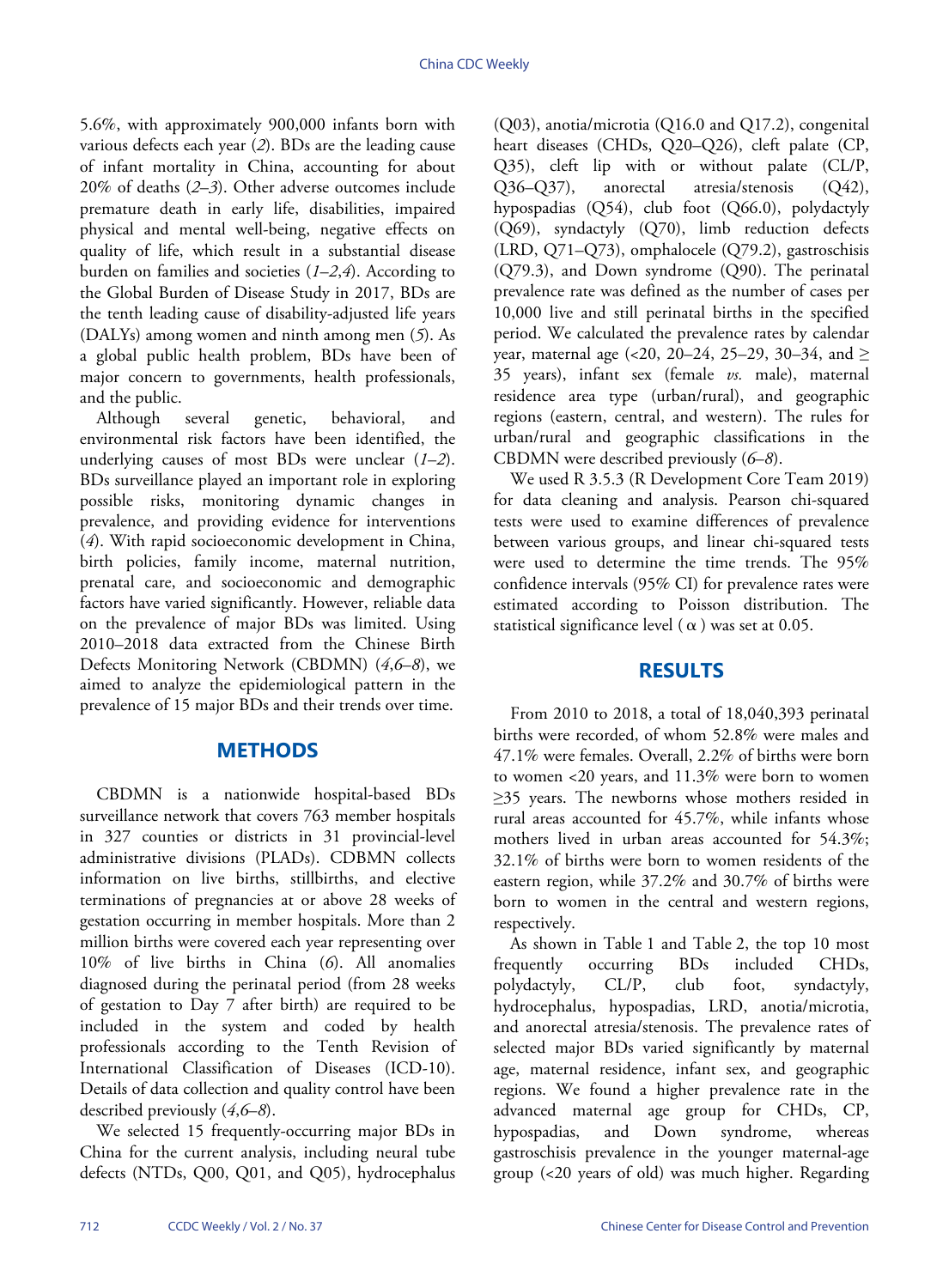5.6%, with approximately 900,000 infants born with various defects each year (*2*). BDs are the leading cause of infant mortality in China, accounting for about 20% of deaths (*2–3*). Other adverse outcomes include premature death in early life, disabilities, impaired physical and mental well-being, negative effects on quality of life, which result in a substantial disease burden on families and societies (*1–2*,*4*). According to the Global Burden of Disease Study in 2017, BDs are the tenth leading cause of disability-adjusted life years (DALYs) among women and ninth among men (*5*). As a global public health problem, BDs have been of major concern to governments, health professionals, and the public.

Although several genetic, behavioral, and environmental risk factors have been identified, the underlying causes of most BDs were unclear (*1–2*). BDs surveillance played an important role in exploring possible risks, monitoring dynamic changes in prevalence, and providing evidence for interventions (*4*). With rapid socioeconomic development in China, birth policies, family income, maternal nutrition, prenatal care, and socioeconomic and demographic factors have varied significantly. However, reliable data on the prevalence of major BDs was limited. Using 2010–2018 data extracted from the Chinese Birth Defects Monitoring Network (CBDMN) (*4*,*6–8*), we aimed to analyze the epidemiological pattern in the prevalence of 15 major BDs and their trends over time.

## METHODS

CBDMN is a nationwide hospital-based BDs surveillance network that covers 763 member hospitals in 327 counties or districts in 31 provincial-level administrative divisions (PLADs). CDBMN collects information on live births, stillbirths, and elective terminations of pregnancies at or above 28 weeks of gestation occurring in member hospitals. More than 2 million births were covered each year representing over 10% of live births in China (*6*). All anomalies diagnosed during the perinatal period (from 28 weeks of gestation to Day 7 after birth) are required to be included in the system and coded by health professionals according to the Tenth Revision of International Classification of Diseases (ICD-10). Details of data collection and quality control have been described previously (*4*,*6–8*).

We selected 15 frequently-occurring major BDs in China for the current analysis, including neural tube defects (NTDs, Q00, Q01, and Q05), hydrocephalus (Q03), anotia/microtia (Q16.0 and Q17.2), congenital heart diseases (CHDs, Q20–Q26), cleft palate (CP, Q35), cleft lip with or without palate (CL/P, Q36–Q37), anorectal atresia/stenosis (Q42), hypospadias (Q54), club foot (Q66.0), polydactyly (Q69), syndactyly (Q70), limb reduction defects (LRD, Q71–Q73), omphalocele (Q79.2), gastroschisis (Q79.3), and Down syndrome (Q90). The perinatal prevalence rate was defined as the number of cases per 10,000 live and still perinatal births in the specified period. We calculated the prevalence rates by calendar year, maternal age (<20, 20–24, 25–29, 30–34, and ≥35 years), infant sex (female *vs.* male), maternal residence area type (urban/rural), and geographic regions (eastern, central, and western). The rules for urban/rural and geographic classifications in the CBDMN were described previously (*6–8*).

We used R 3.5.3 (R Development Core Team 2019) for data cleaning and analysis. Pearson chi-squared tests were used to examine differences of prevalence between various groups, and linear chi-squared tests were used to determine the time trends. The 95% confidence intervals (95% CI) for prevalence rates were estimated according to Poisson distribution. The statistical significance level ( $\alpha$ ) was set at 0.05.

## RESULTS

From 2010 to 2018, a total of 18,040,393 perinatal births were recorded, of whom 52.8% were males and 47.1% were females. Overall, 2.2% of births were born to women <20 years, and 11.3% were born to women ≥35 years. The newborns whose mothers resided in rural areas accounted for 45.7%, while infants whose mothers lived in urban areas accounted for 54.3%; 32.1% of births were born to women residents of the eastern region, while 37.2% and 30.7% of births were born to women in the central and western regions, respectively.

As shown in Table 1 and Table 2, the top 10 most frequently occurring BDs included CHDs, polydactyly, CL/P, club foot, syndactyly, hydrocephalus, hypospadias, LRD, anotia/microtia, and anorectal atresia/stenosis. The prevalence rates of selected major BDs varied significantly by maternal age, maternal residence, infant sex, and geographic regions. We found a higher prevalence rate in the advanced maternal age group for CHDs, CP, hypospadias, and Down syndrome, whereas gastroschisis prevalence in the younger maternal-age group (<20 years of old) was much higher. Regarding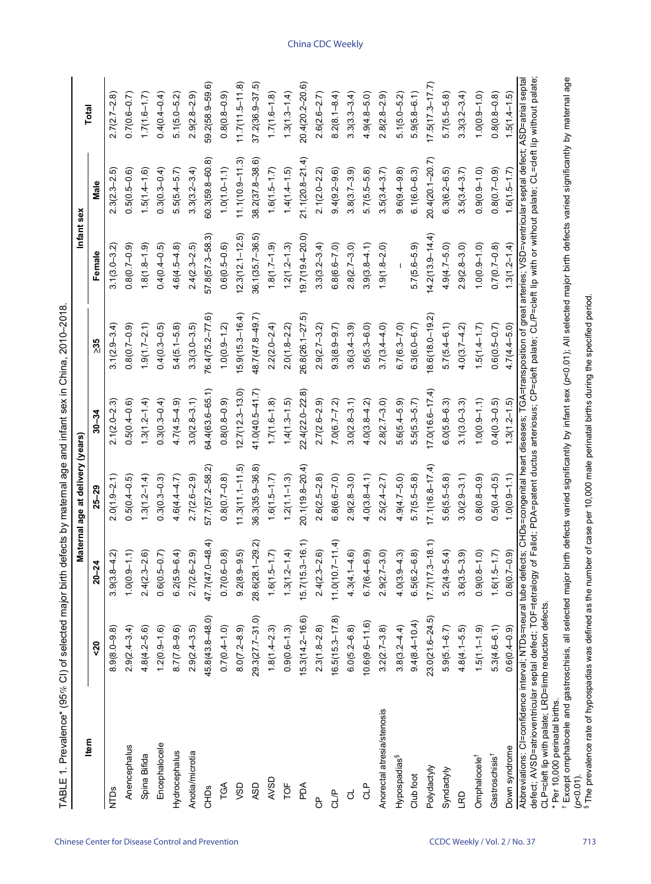TABLE 1. Prevalence* (95% CI) of selected major birth defects by maternal age and infant sex in China, 2010–2018.

| Item | Maternal age at delivery (years) | | | | | Infant sex | | Total |
|---|---|---|---|---|---|---|---|---|
| | <20 | 20–24 | 25–29 | 30–34 | ≥35 | Female | Male | |
| NTDs | 8.9(8.0–9.8) | 3.9(3.8–4.2) | 2.0(1.9–2.1) | 2.1(2.0–2.3) | 3.1(2.9–3.4) | 3.1(3.0–3.2) | 2.3(2.3–2.5) | 2.7(2.7–2.8) |
| Anencephalus | 2.9(2.4–3.4) | 1.0(0.9–1.1) | 0.5(0.4–0.5) | 0.5(0.4–0.6) | 0.8(0.7–0.9) | 0.8(0.7–0.9) | 0.5(0.5–0.6) | 0.7(0.6–0.7) |
| Spina Bifida | 4.8(4.2–5.6) | 2.4(2.3–2.6) | 1.3(1.2–1.4) | 1.3(1.2–1.4) | 1.9(1.7–2.1) | 1.8(1.8–1.9) | 1.5(1.4–1.6) | 1.7(1.6–1.7) |
| Encephalocele | 1.2(0.9–1.6) | 0.6(0.5–0.7) | 0.3(0.3–0.3) | 0.3(0.3–0.4) | 0.4(0.3–0.5) | 0.4(0.4–0.5) | 0.3(0.3–0.4) | 0.4(0.4–0.4) |
| Hydrocephalus | 8.7(7.8–9.6) | 6.2(5.9–6.4) | 4.6(4.4–4.7) | 4.7(4.5–4.9) | 5.4(5.1–5.8) | 4.6(4.5–4.8) | 5.5(5.4–5.7) | 5.1(5.0–5.2) |
| Anotia/microtia | 2.9(2.4–3.5) | 2.7(2.6–2.9) | 2.7(2.6–2.9) | 3.0(2.8–3.1) | 3.3(3.0–3.5) | 2.4(2.3–2.5) | 3.3(3.2–3.4) | 2.9(2.8–2.9) |
| CHDs | 45.8(43.8–48.0) | 47.7(47.0–48.4) | 57.7(57.2–58.2) | 64.4(63.6–65.1) | 76.4(75.2–77.6) | 57.8(57.3–58.3) | 60.3(59.8–60.8) | 59.2(58.9–59.6) |
| TGA | 0.7(0.4–1.0) | 0.7(0.6–0.8) | 0.8(0.7–0.8) | 0.8(0.8–0.9) | 1.0(0.9–1.2) | 0.6(0.5–0.6) | 1.0(1.0–1.1) | 0.8(0.8–0.9) |
| VSD | 8.0(7.2–8.9) | 9.2(8.9–9.5) | 11.3(11.1–11.5) | 12.7(12.3–13.0) | 15.9(15.3–16.4) | 12.3(12.1–12.5) | 11.1(10.9–11.3) | 11.7(11.5–11.8) |
| ASD | 29.3(27.7–31.0) | 28.6(28.1–29.2) | 36.3(35.9–36.8) | 41.0(40.5–41.7) | 48.7(47.8–49.7) | 36.1(35.7–36.5) | 38.2(37.8–38.6) | 37.2(36.9–37.5) |
| AVSD | 1.8(1.4–2.3) | 1.6(1.5–1.7) | 1.6(1.5–1.7) | 1.7(1.6–1.8) | 2.2(2.0–2.4) | 1.8(1.7–1.9) | 1.6(1.5–1.7) | 1.7(1.6–1.8) |
| TOF | 0.9(0.6–1.3) | 1.3(1.2–1.4) | 1.2(1.1–1.3) | 1.4(1.3–1.5) | 2.0(1.8–2.2) | 1.2(1.2–1.3) | 1.4(1.4–1.5) | 1.3(1.3–1.4) |
| PDA | 15.3(14.2–16.6) | 15.7(15.3–16.1) | 20.1(19.8–20.4) | 22.4(22.0–22.8) | 26.8(26.1–27.5) | 19.7(19.4–20.0) | 21.1(20.8–21.4) | 20.4(20.2–20.6) |
| CP | 2.3(1.8–2.8) | 2.4(2.3–2.6) | 2.6(2.5–2.8) | 2.7(2.6–2.9) | 2.9(2.7–3.2) | 3.3(3.2–3.4) | 2.1(2.0–2.2) | 2.6(2.6–2.7) |
| CL/P | 16.5(15.3–17.8) | 11.0(10.7–11.4) | 6.8(6.6–7.0) | 7.0(6.7–7.2) | 9.3(8.9–9.7) | 6.8(6.6–7.0) | 9.4(9.2–9.6) | 8.2(8.1–8.4) |
| CL | 6.0(5.2–6.8) | 4.3(4.1–4.6) | 2.9(2.8–3.0) | 3.0(2.8–3.1) | 3.6(3.4–3.9) | 2.8(2.7–3.0) | 3.8(3.7–3.9) | 3.3(3.3–3.4) |
| CLP | 10.6(9.6–11.6) | 6.7(6.4–6.9) | 4.0(3.8–4.1) | 4.0(3.8–4.2) | 5.6(5.3–6.0) | 3.9(3.8–4.1) | 5.7(5.5–5.8) | 4.9(4.8–5.0) |
| Anorectal atresia/stenosis | 3.2(2.7–3.8) | 2.9(2.7–3.0) | 2.5(2.4–2.7) | 2.8(2.7–3.0) | 3.7(3.4–4.0) | 1.9(1.8–2.0) | 3.5(3.4–3.7) | 2.8(2.8–2.9) |
| Hypospadias§ | 3.8(3.2–4.4) | 4.0(3.9–4.3) | 4.9(4.7–5.0) | 5.6(5.4–5.9) | 6.7(6.3–7.0) | – | 9.6(9.4–9.8) | 5.1(5.0–5.2) |
| Club foot | 9.4(8.4–10.4) | 6.5(6.2–6.8) | 5.7(5.5–5.8) | 5.5(5.3–5.7) | 6.3(6.0–6.7) | 5.7(5.6–5.9) | 6.1(6.0–6.3) | 5.9(5.8–6.1) |
| Polydactyly | 23.0(21.6–24.5) | 17.7(17.3–18.1) | 17.1(16.8–17.4) | 17.0(16.6–17.4) | 18.6(18.0–19.2) | 14.2(13.9–14.4) | 20.4(20.1–20.7) | 17.5(17.3–17.7) |
| Syndactyly | 5.9(5.1–6.7) | 5.2(4.9–5.4) | 5.6(5.5–5.8) | 6.0(5.8–6.3) | 5.7(5.4–6.1) | 4.9(4.7–5.0) | 6.3(6.2–6.5) | 5.7(5.5–5.8) |
| LRD | 4.8(4.1–5.5) | 3.6(3.5–3.9) | 3.0(2.9–3.1) | 3.1(3.0–3.3) | 4.0(3.7–4.2) | 2.9(2.8–3.0) | 3.5(3.4–3.7) | 3.3(3.2–3.4) |
| Omphalocele† | 1.5(1.1–1.9) | 0.9(0.8–1.0) | 0.8(0.8–0.9) | 1.0(0.9–1.1) | 1.5(1.4–1.7) | 1.0(0.9–1.0) | 0.9(0.9–1.0) | 1.0(0.9–1.0) |
| Gastroschisis† | 5.3(4.6–6.1) | 1.6(1.5–1.7) | 0.5(0.4–0.5) | 0.4(0.3–0.5) | 0.6(0.5–0.7) | 0.7(0.7–0.8) | 0.8(0.7–0.9) | 0.8(0.8–0.8) |
| Down syndrome | 0.6(0.4–0.9) | 0.8(0.7–0.9) | 1.0(0.9–1.1) | 1.3(1.2–1.5) | 4.7(4.4–5.0) | 1.3(1.2–1.4) | 1.6(1.5–1.7) | 1.5(1.4–1.5) |

Abbreviations: CI=confidence interval; NTDs=neural tube defects; CHDs=congenital heart diseases; TGA=transposition of great arteries; VSD=ventricular septal defect; ASD=atrial septal defect; AVSD=atrioventricular septal defect; TOF=tetralogy of Fallot; PDA=patent ductus arteriosus; CP=cleft palate; CL/P=cleft lip with or without palate; CL=cleft lip without palate; CLP=cleft lip with palate; LRD=limb reduction defects.

* Per 10,000 perinatal births.

† Except omphalocele and gastroschisis, all selected major birth defects varied significantly by infant sex ($p<0.01$); All selected major birth defects varied significantly by maternal age ($p<0.01$).

§ The prevalence rate of hypospadias was defined as the number of case per 10,000 male perinatal births during the specified period.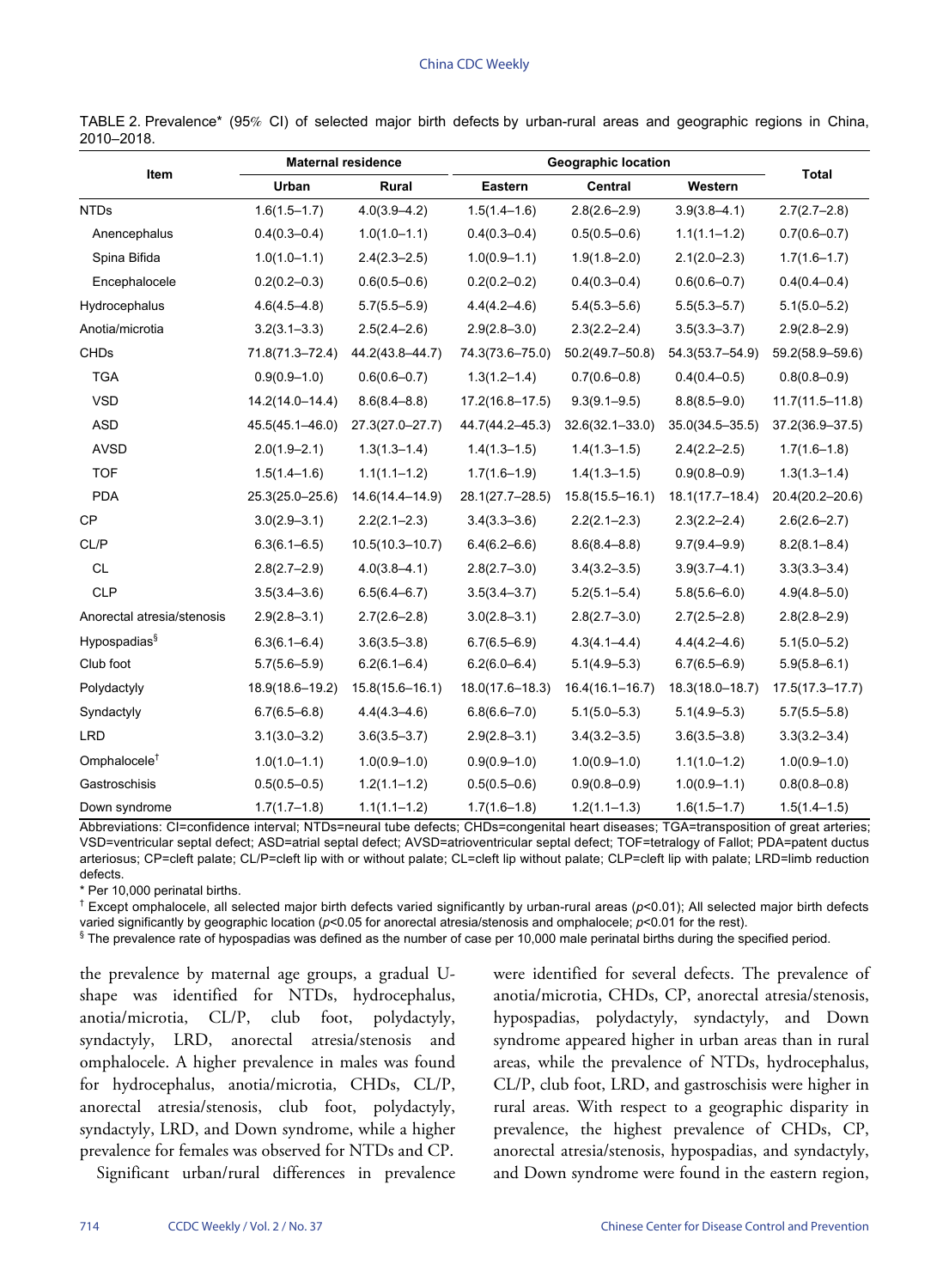TABLE 2. Prevalence* (95% CI) of selected major birth defects by urban-rural areas and geographic regions in China, 2010–2018.

| Item | Maternal residence | | Geographic location | | | Total |
|---|---|---|---|---|---|---|
| | Urban | Rural | Eastern | Central | Western | |
| NTDs | 1.6(1.5–1.7) | 4.0(3.9–4.2) | 1.5(1.4–1.6) | 2.8(2.6–2.9) | 3.9(3.8–4.1) | 2.7(2.7–2.8) |
| Anencephalus | 0.4(0.3–0.4) | 1.0(1.0–1.1) | 0.4(0.3–0.4) | 0.5(0.5–0.6) | 1.1(1.1–1.2) | 0.7(0.6–0.7) |
| Spina Bifida | 1.0(1.0–1.1) | 2.4(2.3–2.5) | 1.0(0.9–1.1) | 1.9(1.8–2.0) | 2.1(2.0–2.3) | 1.7(1.6–1.7) |
| Encephalocele | 0.2(0.2–0.3) | 0.6(0.5–0.6) | 0.2(0.2–0.2) | 0.4(0.3–0.4) | 0.6(0.6–0.7) | 0.4(0.4–0.4) |
| Hydrocephalus | 4.6(4.5–4.8) | 5.7(5.5–5.9) | 4.4(4.2–4.6) | 5.4(5.3–5.6) | 5.5(5.3–5.7) | 5.1(5.0–5.2) |
| Anotia/microtia | 3.2(3.1–3.3) | 2.5(2.4–2.6) | 2.9(2.8–3.0) | 2.3(2.2–2.4) | 3.5(3.3–3.7) | 2.9(2.8–2.9) |
| CHDs | 71.8(71.3–72.4) | 44.2(43.8–44.7) | 74.3(73.6–75.0) | 50.2(49.7–50.8) | 54.3(53.7–54.9) | 59.2(58.9–59.6) |
| TGA | 0.9(0.9–1.0) | 0.6(0.6–0.7) | 1.3(1.2–1.4) | 0.7(0.6–0.8) | 0.4(0.4–0.5) | 0.8(0.8–0.9) |
| VSD | 14.2(14.0–14.4) | 8.6(8.4–8.8) | 17.2(16.8–17.5) | 9.3(9.1–9.5) | 8.8(8.5–9.0) | 11.7(11.5–11.8) |
| ASD | 45.5(45.1–46.0) | 27.3(27.0–27.7) | 44.7(44.2–45.3) | 32.6(32.1–33.0) | 35.0(34.5–35.5) | 37.2(36.9–37.5) |
| AVSD | 2.0(1.9–2.1) | 1.3(1.3–1.4) | 1.4(1.3–1.5) | 1.4(1.3–1.5) | 2.4(2.2–2.5) | 1.7(1.6–1.8) |
| TOF | 1.5(1.4–1.6) | 1.1(1.1–1.2) | 1.7(1.6–1.9) | 1.4(1.3–1.5) | 0.9(0.8–0.9) | 1.3(1.3–1.4) |
| PDA | 25.3(25.0–25.6) | 14.6(14.4–14.9) | 28.1(27.7–28.5) | 15.8(15.5–16.1) | 18.1(17.7–18.4) | 20.4(20.2–20.6) |
| CP | 3.0(2.9–3.1) | 2.2(2.1–2.3) | 3.4(3.3–3.6) | 2.2(2.1–2.3) | 2.3(2.2–2.4) | 2.6(2.6–2.7) |
| CL/P | 6.3(6.1–6.5) | 10.5(10.3–10.7) | 6.4(6.2–6.6) | 8.6(8.4–8.8) | 9.7(9.4–9.9) | 8.2(8.1–8.4) |
| CL | 2.8(2.7–2.9) | 4.0(3.8–4.1) | 2.8(2.7–3.0) | 3.4(3.2–3.5) | 3.9(3.7–4.1) | 3.3(3.3–3.4) |
| CLP | 3.5(3.4–3.6) | 6.5(6.4–6.7) | 3.5(3.4–3.7) | 5.2(5.1–5.4) | 5.8(5.6–6.0) | 4.9(4.8–5.0) |
| Anorectal atresia/stenosis | 2.9(2.8–3.1) | 2.7(2.6–2.8) | 3.0(2.8–3.1) | 2.8(2.7–3.0) | 2.7(2.5–2.8) | 2.8(2.8–2.9) |
| Hypospadias§ | 6.3(6.1–6.4) | 3.6(3.5–3.8) | 6.7(6.5–6.9) | 4.3(4.1–4.4) | 4.4(4.2–4.6) | 5.1(5.0–5.2) |
| Club foot | 5.7(5.6–5.9) | 6.2(6.1–6.4) | 6.2(6.0–6.4) | 5.1(4.9–5.3) | 6.7(6.5–6.9) | 5.9(5.8–6.1) |
| Polydactyly | 18.9(18.6–19.2) | 15.8(15.6–16.1) | 18.0(17.6–18.3) | 16.4(16.1–16.7) | 18.3(18.0–18.7) | 17.5(17.3–17.7) |
| Syndactyly | 6.7(6.5–6.8) | 4.4(4.3–4.6) | 6.8(6.6–7.0) | 5.1(5.0–5.3) | 5.1(4.9–5.3) | 5.7(5.5–5.8) |
| LRD | 3.1(3.0–3.2) | 3.6(3.5–3.7) | 2.9(2.8–3.1) | 3.4(3.2–3.5) | 3.6(3.5–3.8) | 3.3(3.2–3.4) |
| Omphalocele† | 1.0(1.0–1.1) | 1.0(0.9–1.0) | 0.9(0.9–1.0) | 1.0(0.9–1.0) | 1.1(1.0–1.2) | 1.0(0.9–1.0) |
| Gastroschisis | 0.5(0.5–0.5) | 1.2(1.1–1.2) | 0.5(0.5–0.6) | 0.9(0.8–0.9) | 1.0(0.9–1.1) | 0.8(0.8–0.8) |
| Down syndrome | 1.7(1.7–1.8) | 1.1(1.1–1.2) | 1.7(1.6–1.8) | 1.2(1.1–1.3) | 1.6(1.5–1.7) | 1.5(1.4–1.5) |

Abbreviations: CI=confidence interval; NTDs=neural tube defects; CHDs=congenital heart diseases; TGA=transposition of great arteries; VSD=ventricular septal defect; ASD=atrial septal defect; AVSD=atrioventricular septal defect; TOF=tetralogy of Fallot; PDA=patent ductus arteriosus; CP=cleft palate; CL/P=cleft lip with or without palate; CL=cleft lip without palate; CLP=cleft lip with palate; LRD=limb reduction defects.

\* Per 10,000 perinatal births.

† Except omphalocele, all selected major birth defects varied significantly by urban-rural areas ($p<0.01$); All selected major birth defects varied significantly by geographic location ($p<0.05$ for anorectal atresia/stenosis and omphalocele; $p<0.01$ for the rest).

§ The prevalence rate of hypospadias was defined as the number of case per 10,000 male perinatal births during the specified period.

the prevalence by maternal age groups, a gradual U-shape was identified for NTDs, hydrocephalus, anotia/microtia, CL/P, club foot, polydactyly, syndactyly, LRD, anorectal atresia/stenosis and omphalocele. A higher prevalence in males was found for hydrocephalus, anotia/microtia, CHDs, CL/P, anorectal atresia/stenosis, club foot, polydactyly, syndactyly, LRD, and Down syndrome, while a higher prevalence for females was observed for NTDs and CP.

Significant urban/rural differences in prevalence were identified for several defects. The prevalence of anotia/microtia, CHDs, CP, anorectal atresia/stenosis, hypospadias, polydactyly, syndactyly, and Down syndrome appeared higher in urban areas than in rural areas, while the prevalence of NTDs, hydrocephalus, CL/P, club foot, LRD, and gastroschisis were higher in rural areas. With respect to a geographic disparity in prevalence, the highest prevalence of CHDs, CP, anorectal atresia/stenosis, hypospadias, and syndactyly, and Down syndrome were found in the eastern region,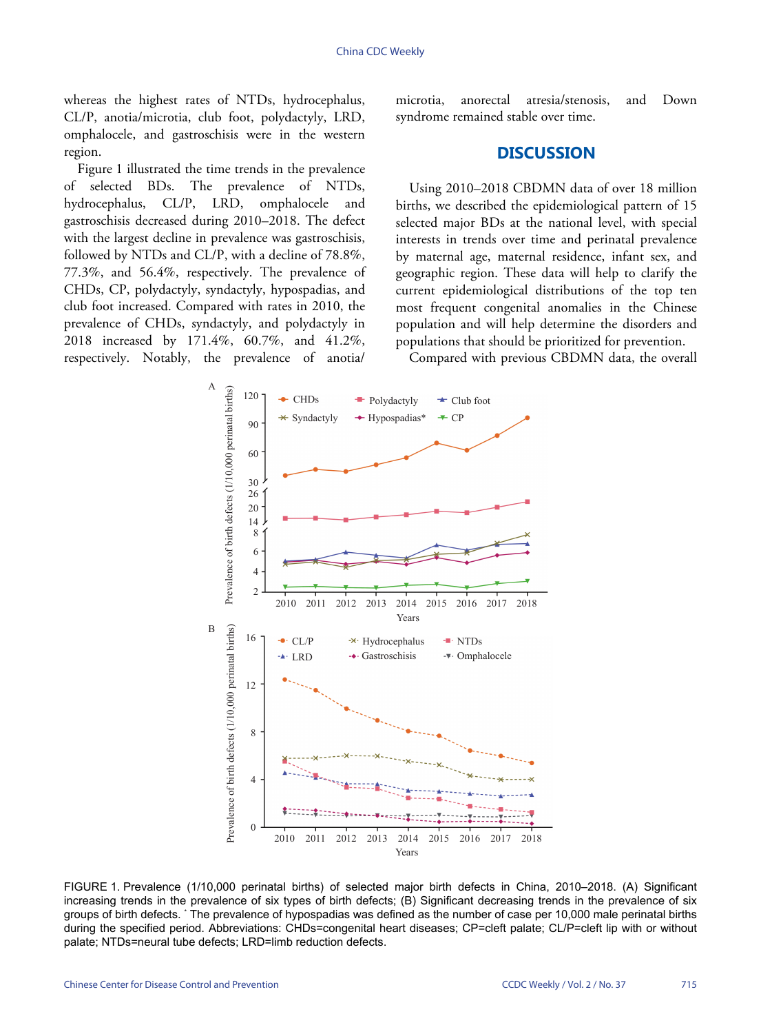whereas the highest rates of NTDs, hydrocephalus, CL/P, anotia/microtia, club foot, polydactyly, LRD, omphalocele, and gastroschisis were in the western region.

Figure 1 illustrated the time trends in the prevalence of selected BDs. The prevalence of NTDs, hydrocephalus, CL/P, LRD, omphalocele and gastroschisis decreased during 2010–2018. The defect with the largest decline in prevalence was gastroschisis, followed by NTDs and CL/P, with a decline of 78.8%, 77.3%, and 56.4%, respectively. The prevalence of CHDs, CP, polydactyly, syndactyly, hypospadias, and club foot increased. Compared with rates in 2010, the prevalence of CHDs, syndactyly, and polydactyly in 2018 increased by 171.4%, 60.7%, and 41.2%, respectively. Notably, the prevalence of anotia/microtia, anorectal atresia/stenosis, and Down syndrome remained stable over time.

## DISCUSSION

Using 2010–2018 CBDMN data of over 18 million births, we described the epidemiological pattern of 15 selected major BDs at the national level, with special interests in trends over time and perinatal prevalence by maternal age, maternal residence, infant sex, and geographic region. These data will help to clarify the current epidemiological distributions of the top ten most frequent congenital anomalies in the Chinese population and will help determine the disorders and populations that should be prioritized for prevention.

Compared with previous CBDMN data, the overall

FIGURE 1. Prevalence (1/10,000 perinatal births) of selected major birth defects in China, 2010–2018. (A) Significant increasing trends in the prevalence of six types of birth defects; (B) Significant decreasing trends in the prevalence of six groups of birth defects. * The prevalence of hypospadias was defined as the number of case per 10,000 male perinatal births during the specified period. Abbreviations: CHDs=congenital heart diseases; CP=cleft palate; CL/P=cleft lip with or without palate; NTDs=neural tube defects; LRD=limb reduction defects.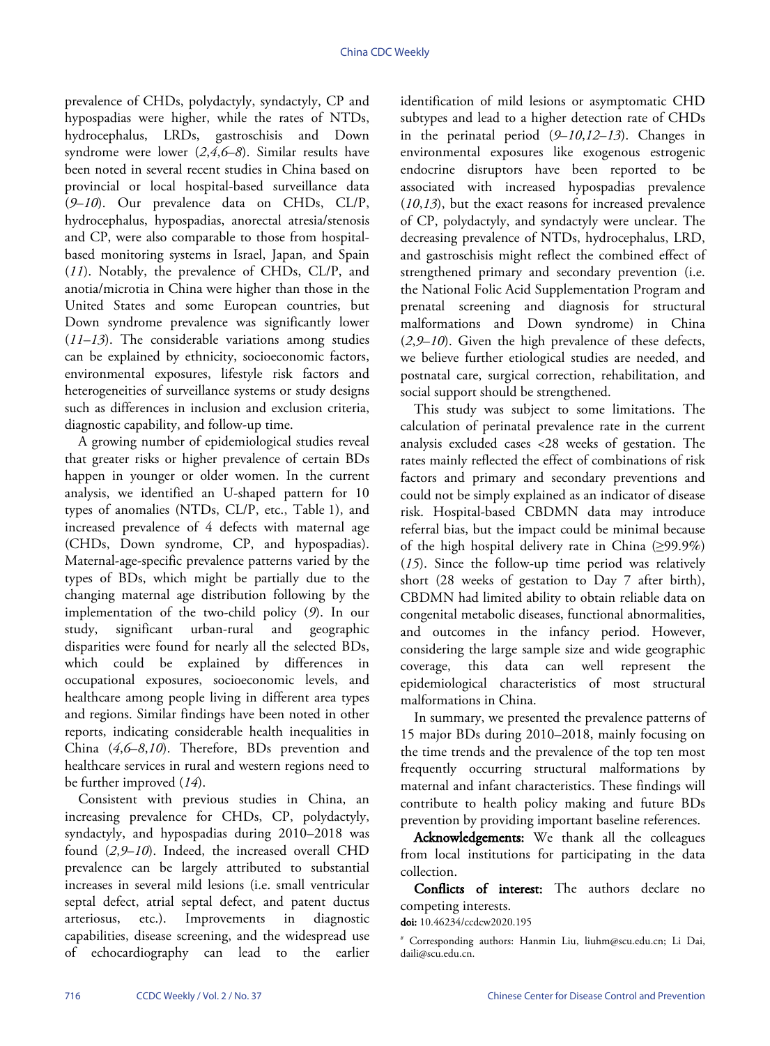prevalence of CHDs, polydactyly, syndactyly, CP and hypospadias were higher, while the rates of NTDs, hydrocephalus, LRDs, gastroschisis and Down syndrome were lower (*2*,*4*,*6*–*8*). Similar results have been noted in several recent studies in China based on provincial or local hospital-based surveillance data (*9*–*10*). Our prevalence data on CHDs, CL/P, hydrocephalus, hypospadias, anorectal atresia/stenosis and CP, were also comparable to those from hospital-based monitoring systems in Israel, Japan, and Spain (*11*). Notably, the prevalence of CHDs, CL/P, and anotia/microtia in China were higher than those in the United States and some European countries, but Down syndrome prevalence was significantly lower (*11*–*13*). The considerable variations among studies can be explained by ethnicity, socioeconomic factors, environmental exposures, lifestyle risk factors and heterogeneities of surveillance systems or study designs such as differences in inclusion and exclusion criteria, diagnostic capability, and follow-up time.

A growing number of epidemiological studies reveal that greater risks or higher prevalence of certain BDs happen in younger or older women. In the current analysis, we identified an U-shaped pattern for 10 types of anomalies (NTDs, CL/P, etc., Table 1), and increased prevalence of 4 defects with maternal age (CHDs, Down syndrome, CP, and hypospadias). Maternal-age-specific prevalence patterns varied by the types of BDs, which might be partially due to the changing maternal age distribution following by the implementation of the two-child policy (*9*). In our study, significant urban-rural and geographic disparities were found for nearly all the selected BDs, which could be explained by differences in occupational exposures, socioeconomic levels, and healthcare among people living in different area types and regions. Similar findings have been noted in other reports, indicating considerable health inequalities in China (*4*,*6*–*8*,*10*). Therefore, BDs prevention and healthcare services in rural and western regions need to be further improved (*14*).

Consistent with previous studies in China, an increasing prevalence for CHDs, CP, polydactyly, syndactyly, and hypospadias during 2010–2018 was found (*2*,*9*–*10*). Indeed, the increased overall CHD prevalence can be largely attributed to substantial increases in several mild lesions (i.e. small ventricular septal defect, atrial septal defect, and patent ductus arteriosus, etc.). Improvements in diagnostic capabilities, disease screening, and the widespread use of echocardiography can lead to the earlier identification of mild lesions or asymptomatic CHD subtypes and lead to a higher detection rate of CHDs in the perinatal period (*9*–*10*,*12*–*13*). Changes in environmental exposures like exogenous estrogenic endocrine disruptors have been reported to be associated with increased hypospadias prevalence (*10*,*13*), but the exact reasons for increased prevalence of CP, polydactyly, and syndactyly were unclear. The decreasing prevalence of NTDs, hydrocephalus, LRD, and gastroschisis might reflect the combined effect of strengthened primary and secondary prevention (i.e. the National Folic Acid Supplementation Program and prenatal screening and diagnosis for structural malformations and Down syndrome) in China (*2*,*9*–*10*). Given the high prevalence of these defects, we believe further etiological studies are needed, and postnatal care, surgical correction, rehabilitation, and social support should be strengthened.

This study was subject to some limitations. The calculation of perinatal prevalence rate in the current analysis excluded cases <28 weeks of gestation. The rates mainly reflected the effect of combinations of risk factors and primary and secondary preventions and could not be simply explained as an indicator of disease risk. Hospital-based CBDMN data may introduce referral bias, but the impact could be minimal because of the high hospital delivery rate in China (≥99.9%) (*15*). Since the follow-up time period was relatively short (28 weeks of gestation to Day 7 after birth), CBDMN had limited ability to obtain reliable data on congenital metabolic diseases, functional abnormalities, and outcomes in the infancy period. However, considering the large sample size and wide geographic coverage, this data can well represent the epidemiological characteristics of most structural malformations in China.

In summary, we presented the prevalence patterns of 15 major BDs during 2010–2018, mainly focusing on the time trends and the prevalence of the top ten most frequently occurring structural malformations by maternal and infant characteristics. These findings will contribute to health policy making and future BDs prevention by providing important baseline references.

**Acknowledgements:** We thank all the colleagues from local institutions for participating in the data collection.

**Conflicts of interest:** The authors declare no competing interests.

**doi:** 10.46234/ccdcw2020.195

[#] Corresponding authors: Hanmin Liu, liuhm@scu.edu.cn; Li Dai, daili@scu.edu.cn.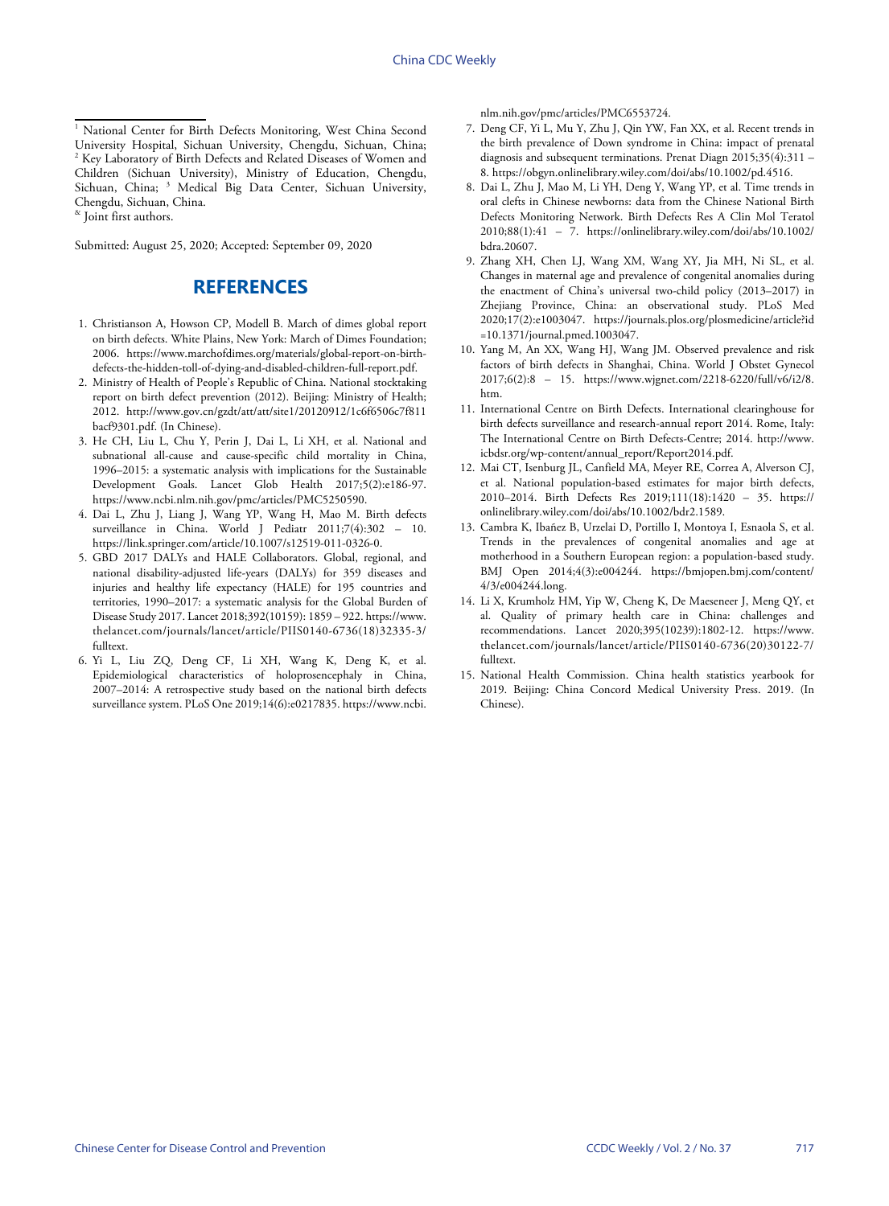[1] National Center for Birth Defects Monitoring, West China Second University Hospital, Sichuan University, Chengdu, Sichuan, China; [2] Key Laboratory of Birth Defects and Related Diseases of Women and Children (Sichuan University), Ministry of Education, Chengdu, Sichuan, China; [3] Medical Big Data Center, Sichuan University, Chengdu, Sichuan, China.
[&] Joint first authors.

Submitted: August 25, 2020; Accepted: September 09, 2020

## REFERENCES

1. Christianson A, Howson CP, Modell B. March of dimes global report on birth defects. White Plains, New York: March of Dimes Foundation; 2006. https://www.marchofdimes.org/materials/global-report-on-birth-defects-the-hidden-toll-of-dying-and-disabled-children-full-report.pdf.
2. Ministry of Health of People's Republic of China. National stocktaking report on birth defect prevention (2012). Beijing: Ministry of Health; 2012. http://www.gov.cn/gzdt/att/att/site1/20120912/1c6f6506c7f811bacf9301.pdf. (In Chinese).
3. He CH, Liu L, Chu Y, Perin J, Dai L, Li XH, et al. National and subnational all-cause and cause-specific child mortality in China, 1996–2015: a systematic analysis with implications for the Sustainable Development Goals. Lancet Glob Health 2017;5(2):e186-97. https://www.ncbi.nlm.nih.gov/pmc/articles/PMC5250590.
4. Dai L, Zhu J, Liang J, Wang YP, Wang H, Mao M. Birth defects surveillance in China. World J Pediatr 2011;7(4):302 – 10. https://link.springer.com/article/10.1007/s12519-011-0326-0.
5. GBD 2017 DALYs and HALE Collaborators. Global, regional, and national disability-adjusted life-years (DALYs) for 359 diseases and injuries and healthy life expectancy (HALE) for 195 countries and territories, 1990–2017: a systematic analysis for the Global Burden of Disease Study 2017. Lancet 2018;392(10159): 1859 – 922. https://www.thelancet.com/journals/lancet/article/PIIS0140-6736(18)32335-3/fulltext.
6. Yi L, Liu ZQ, Deng CF, Li XH, Wang K, Deng K, et al. Epidemiological characteristics of holoprosencephaly in China, 2007–2014: A retrospective study based on the national birth defects surveillance system. PLoS One 2019;14(6):e0217835. https://www.ncbi.nlm.nih.gov/pmc/articles/PMC6553724.
7. Deng CF, Yi L, Mu Y, Zhu J, Qin YW, Fan XX, et al. Recent trends in the birth prevalence of Down syndrome in China: impact of prenatal diagnosis and subsequent terminations. Prenat Diagn 2015;35(4):311 – 8. https://obgyn.onlinelibrary.wiley.com/doi/abs/10.1002/pd.4516.
8. Dai L, Zhu J, Mao M, Li YH, Deng Y, Wang YP, et al. Time trends in oral clefts in Chinese newborns: data from the Chinese National Birth Defects Monitoring Network. Birth Defects Res A Clin Mol Teratol 2010;88(1):41 – 7. https://onlinelibrary.wiley.com/doi/abs/10.1002/bdra.20607.
9. Zhang XH, Chen LJ, Wang XM, Wang XY, Jia MH, Ni SL, et al. Changes in maternal age and prevalence of congenital anomalies during the enactment of China's universal two-child policy (2013–2017) in Zhejiang Province, China: an observational study. PLoS Med 2020;17(2):e1003047. https://journals.plos.org/plosmedicine/article?id=10.1371/journal.pmed.1003047.
10. Yang M, An XX, Wang HJ, Wang JM. Observed prevalence and risk factors of birth defects in Shanghai, China. World J Obstet Gynecol 2017;6(2):8 – 15. https://www.wjgnet.com/2218-6220/full/v6/i2/8.htm.
11. International Centre on Birth Defects. International clearinghouse for birth defects surveillance and research-annual report 2014. Rome, Italy: The International Centre on Birth Defects-Centre; 2014. http://www.icbdsr.org/wp-content/annual_report/Report2014.pdf.
12. Mai CT, Isenburg JL, Canfield MA, Meyer RE, Correa A, Alverson CJ, et al. National population-based estimates for major birth defects, 2010–2014. Birth Defects Res 2019;111(18):1420 – 35. https://onlinelibrary.wiley.com/doi/abs/10.1002/bdr2.1589.
13. Cambra K, Ibañez B, Urzelai D, Portillo I, Montoya I, Esnaola S, et al. Trends in the prevalences of congenital anomalies and age at motherhood in a Southern European region: a population-based study. BMJ Open 2014;4(3):e004244. https://bmjopen.bmj.com/content/4/3/e004244.long.
14. Li X, Krumholz HM, Yip W, Cheng K, De Maeseneer J, Meng QY, et al. Quality of primary health care in China: challenges and recommendations. Lancet 2020;395(10239):1802-12. https://www.thelancet.com/journals/lancet/article/PIIS0140-6736(20)30122-7/fulltext.
15. National Health Commission. China health statistics yearbook for 2019. Beijing: China Concord Medical University Press. 2019. (In Chinese).